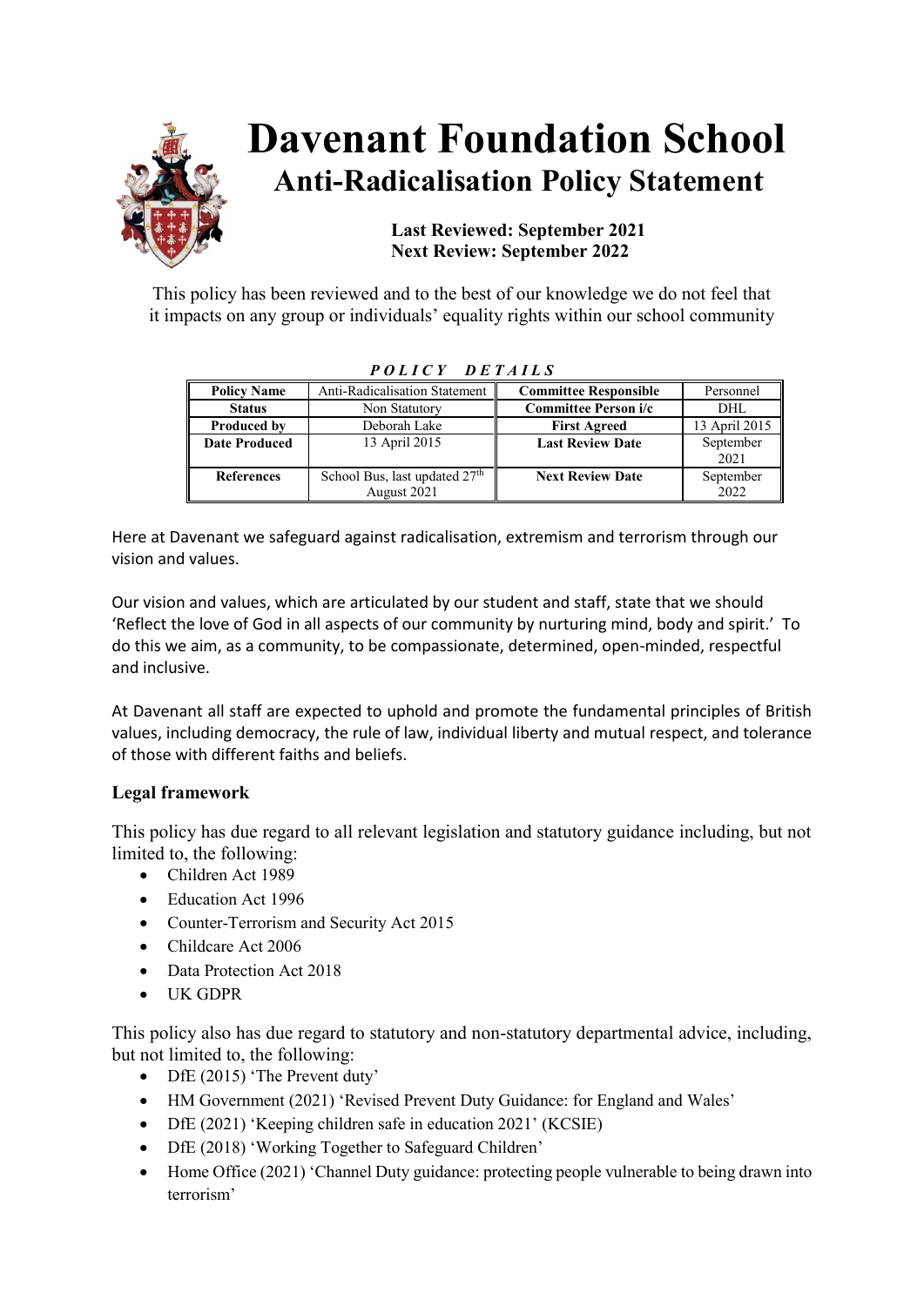# Davenant Foundation School

## Anti-Radicalisation Policy Statement

**Last Reviewed: September 2021**
**Next Review: September 2022**

This policy has been reviewed and to the best of our knowledge we do not feel that it impacts on any group or individuals' equality rights within our school community

***POLICY DETAILS***

| **Policy Name** | Anti-Radicalisation Statement | **Committee Responsible** | Personnel |
|---|---|---|---|
| **Status** | Non Statutory | **Committee Person i/c** | DHL |
| **Produced by** | Deborah Lake | **First Agreed** | 13 April 2015 |
| **Date Produced** | 13 April 2015 | **Last Review Date** | September 2021 |
| **References** | School Bus, last updated 27th August 2021 | **Next Review Date** | September 2022 |

Here at Davenant we safeguard against radicalisation, extremism and terrorism through our vision and values.

Our vision and values, which are articulated by our student and staff, state that we should 'Reflect the love of God in all aspects of our community by nurturing mind, body and spirit.' To do this we aim, as a community, to be compassionate, determined, open-minded, respectful and inclusive.

At Davenant all staff are expected to uphold and promote the fundamental principles of British values, including democracy, the rule of law, individual liberty and mutual respect, and tolerance of those with different faiths and beliefs.

### Legal framework

This policy has due regard to all relevant legislation and statutory guidance including, but not limited to, the following:

- Children Act 1989
- Education Act 1996
- Counter-Terrorism and Security Act 2015
- Childcare Act 2006
- Data Protection Act 2018
- UK GDPR

This policy also has due regard to statutory and non-statutory departmental advice, including, but not limited to, the following:

- DfE (2015) 'The Prevent duty'
- HM Government (2021) 'Revised Prevent Duty Guidance: for England and Wales'
- DfE (2021) 'Keeping children safe in education 2021' (KCSIE)
- DfE (2018) 'Working Together to Safeguard Children'
- Home Office (2021) 'Channel Duty guidance: protecting people vulnerable to being drawn into terrorism'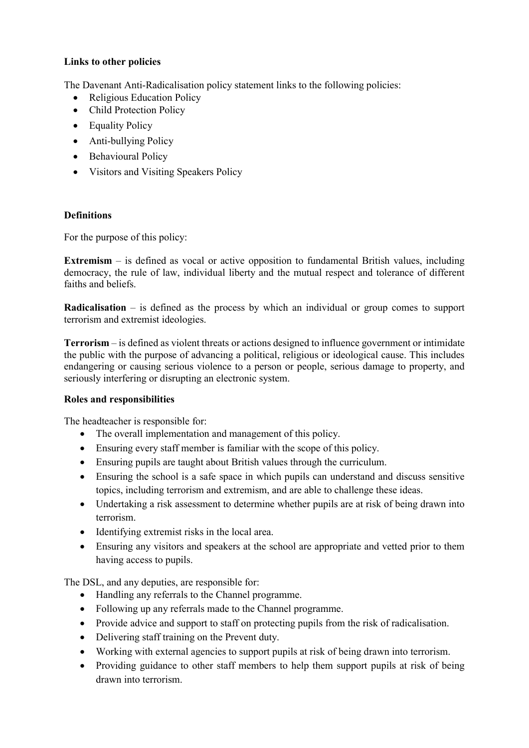**Links to other policies**

The Davenant Anti-Radicalisation policy statement links to the following policies:

- Religious Education Policy
- Child Protection Policy
- Equality Policy
- Anti-bullying Policy
- Behavioural Policy
- Visitors and Visiting Speakers Policy

**Definitions**

For the purpose of this policy:

**Extremism** – is defined as vocal or active opposition to fundamental British values, including democracy, the rule of law, individual liberty and the mutual respect and tolerance of different faiths and beliefs.

**Radicalisation** – is defined as the process by which an individual or group comes to support terrorism and extremist ideologies.

**Terrorism** – is defined as violent threats or actions designed to influence government or intimidate the public with the purpose of advancing a political, religious or ideological cause. This includes endangering or causing serious violence to a person or people, serious damage to property, and seriously interfering or disrupting an electronic system.

**Roles and responsibilities**

The headteacher is responsible for:

- The overall implementation and management of this policy.
- Ensuring every staff member is familiar with the scope of this policy.
- Ensuring pupils are taught about British values through the curriculum.
- Ensuring the school is a safe space in which pupils can understand and discuss sensitive topics, including terrorism and extremism, and are able to challenge these ideas.
- Undertaking a risk assessment to determine whether pupils are at risk of being drawn into terrorism.
- Identifying extremist risks in the local area.
- Ensuring any visitors and speakers at the school are appropriate and vetted prior to them having access to pupils.

The DSL, and any deputies, are responsible for:

- Handling any referrals to the Channel programme.
- Following up any referrals made to the Channel programme.
- Provide advice and support to staff on protecting pupils from the risk of radicalisation.
- Delivering staff training on the Prevent duty.
- Working with external agencies to support pupils at risk of being drawn into terrorism.
- Providing guidance to other staff members to help them support pupils at risk of being drawn into terrorism.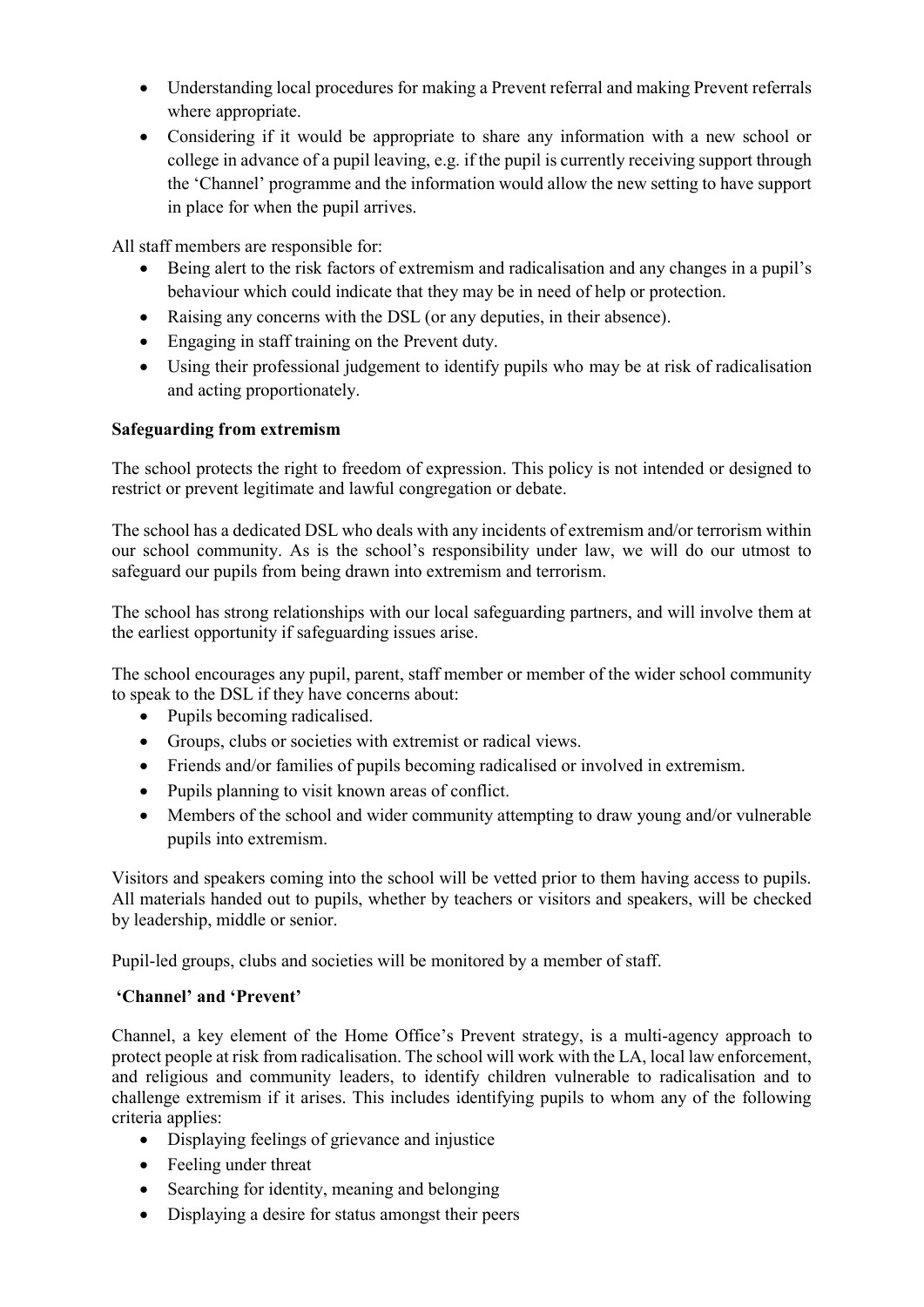- Understanding local procedures for making a Prevent referral and making Prevent referrals where appropriate.
- Considering if it would be appropriate to share any information with a new school or college in advance of a pupil leaving, e.g. if the pupil is currently receiving support through the 'Channel' programme and the information would allow the new setting to have support in place for when the pupil arrives.

All staff members are responsible for:

- Being alert to the risk factors of extremism and radicalisation and any changes in a pupil's behaviour which could indicate that they may be in need of help or protection.
- Raising any concerns with the DSL (or any deputies, in their absence).
- Engaging in staff training on the Prevent duty.
- Using their professional judgement to identify pupils who may be at risk of radicalisation and acting proportionately.

**Safeguarding from extremism**

The school protects the right to freedom of expression. This policy is not intended or designed to restrict or prevent legitimate and lawful congregation or debate.

The school has a dedicated DSL who deals with any incidents of extremism and/or terrorism within our school community. As is the school's responsibility under law, we will do our utmost to safeguard our pupils from being drawn into extremism and terrorism.

The school has strong relationships with our local safeguarding partners, and will involve them at the earliest opportunity if safeguarding issues arise.

The school encourages any pupil, parent, staff member or member of the wider school community to speak to the DSL if they have concerns about:

- Pupils becoming radicalised.
- Groups, clubs or societies with extremist or radical views.
- Friends and/or families of pupils becoming radicalised or involved in extremism.
- Pupils planning to visit known areas of conflict.
- Members of the school and wider community attempting to draw young and/or vulnerable pupils into extremism.

Visitors and speakers coming into the school will be vetted prior to them having access to pupils. All materials handed out to pupils, whether by teachers or visitors and speakers, will be checked by leadership, middle or senior.

Pupil-led groups, clubs and societies will be monitored by a member of staff.

**'Channel' and 'Prevent'**

Channel, a key element of the Home Office's Prevent strategy, is a multi-agency approach to protect people at risk from radicalisation. The school will work with the LA, local law enforcement, and religious and community leaders, to identify children vulnerable to radicalisation and to challenge extremism if it arises. This includes identifying pupils to whom any of the following criteria applies:

- Displaying feelings of grievance and injustice
- Feeling under threat
- Searching for identity, meaning and belonging
- Displaying a desire for status amongst their peers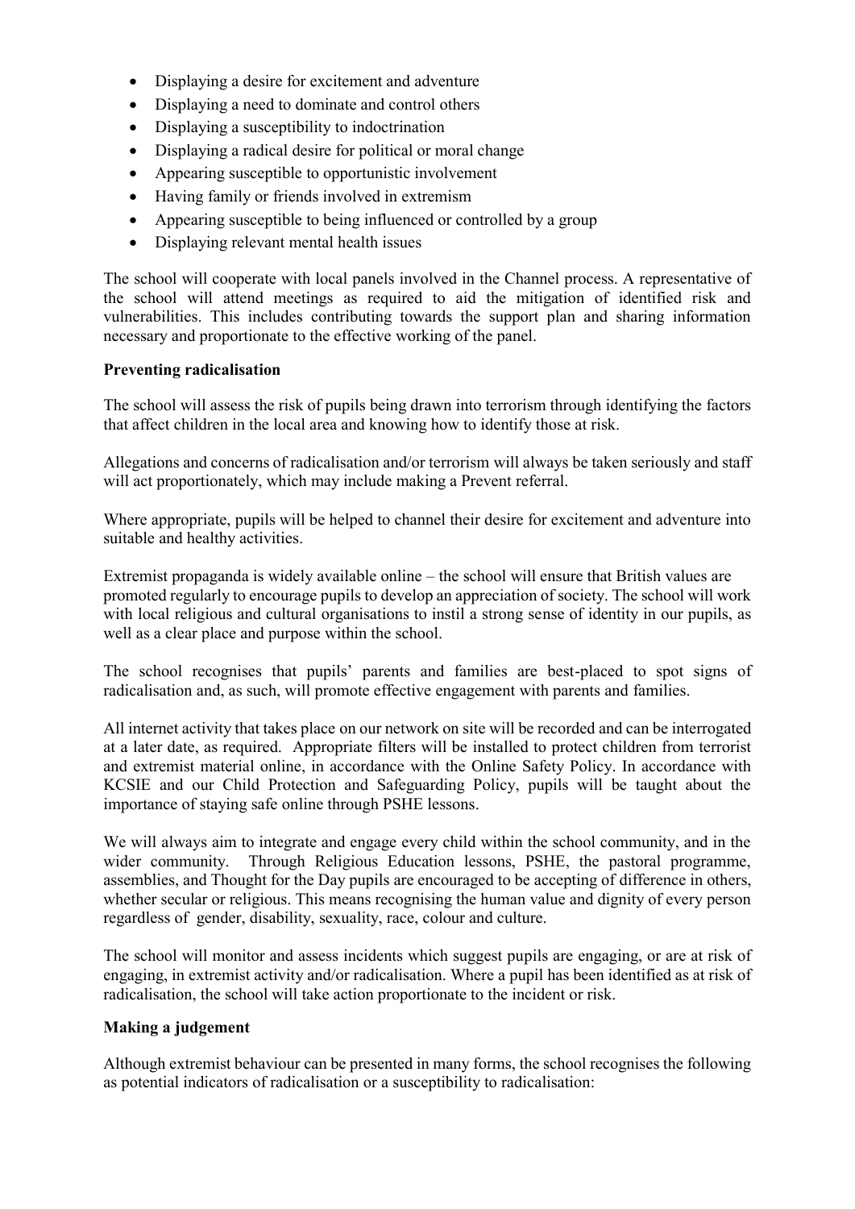- Displaying a desire for excitement and adventure
- Displaying a need to dominate and control others
- Displaying a susceptibility to indoctrination
- Displaying a radical desire for political or moral change
- Appearing susceptible to opportunistic involvement
- Having family or friends involved in extremism
- Appearing susceptible to being influenced or controlled by a group
- Displaying relevant mental health issues

The school will cooperate with local panels involved in the Channel process. A representative of the school will attend meetings as required to aid the mitigation of identified risk and vulnerabilities. This includes contributing towards the support plan and sharing information necessary and proportionate to the effective working of the panel.

**Preventing radicalisation**

The school will assess the risk of pupils being drawn into terrorism through identifying the factors that affect children in the local area and knowing how to identify those at risk.

Allegations and concerns of radicalisation and/or terrorism will always be taken seriously and staff will act proportionately, which may include making a Prevent referral.

Where appropriate, pupils will be helped to channel their desire for excitement and adventure into suitable and healthy activities.

Extremist propaganda is widely available online – the school will ensure that British values are promoted regularly to encourage pupils to develop an appreciation of society. The school will work with local religious and cultural organisations to instil a strong sense of identity in our pupils, as well as a clear place and purpose within the school.

The school recognises that pupils' parents and families are best-placed to spot signs of radicalisation and, as such, will promote effective engagement with parents and families.

All internet activity that takes place on our network on site will be recorded and can be interrogated at a later date, as required. Appropriate filters will be installed to protect children from terrorist and extremist material online, in accordance with the Online Safety Policy. In accordance with KCSIE and our Child Protection and Safeguarding Policy, pupils will be taught about the importance of staying safe online through PSHE lessons.

We will always aim to integrate and engage every child within the school community, and in the wider community. Through Religious Education lessons, PSHE, the pastoral programme, assemblies, and Thought for the Day pupils are encouraged to be accepting of difference in others, whether secular or religious. This means recognising the human value and dignity of every person regardless of gender, disability, sexuality, race, colour and culture.

The school will monitor and assess incidents which suggest pupils are engaging, or are at risk of engaging, in extremist activity and/or radicalisation. Where a pupil has been identified as at risk of radicalisation, the school will take action proportionate to the incident or risk.

**Making a judgement**

Although extremist behaviour can be presented in many forms, the school recognises the following as potential indicators of radicalisation or a susceptibility to radicalisation: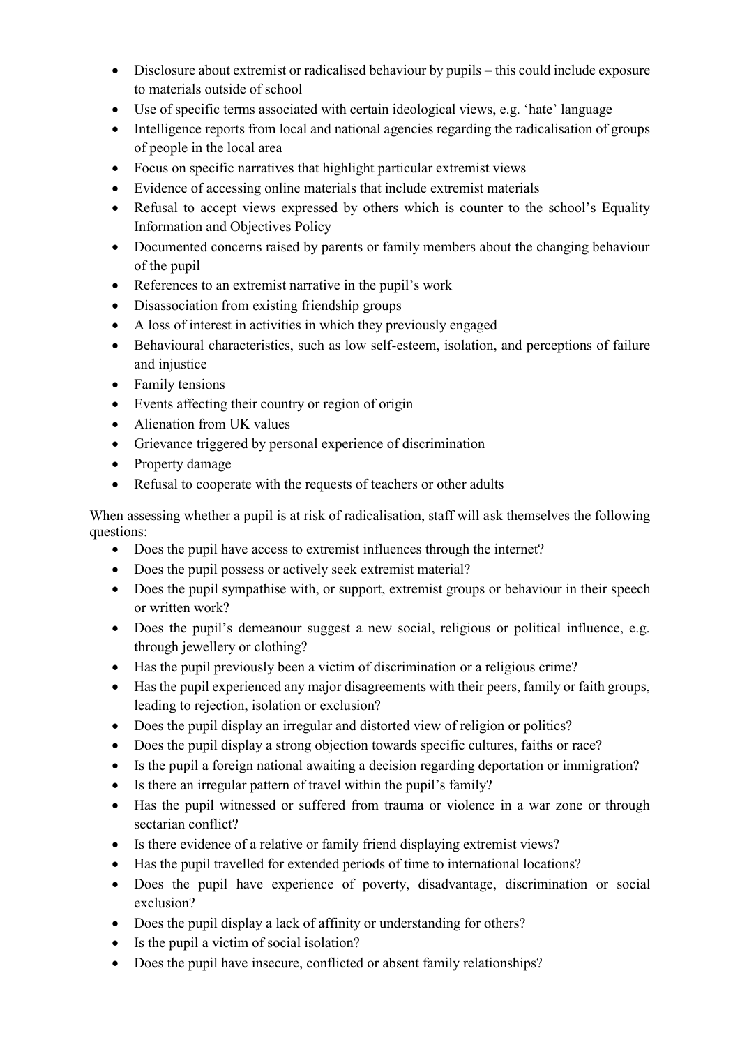- Disclosure about extremist or radicalised behaviour by pupils – this could include exposure to materials outside of school
- Use of specific terms associated with certain ideological views, e.g. 'hate' language
- Intelligence reports from local and national agencies regarding the radicalisation of groups of people in the local area
- Focus on specific narratives that highlight particular extremist views
- Evidence of accessing online materials that include extremist materials
- Refusal to accept views expressed by others which is counter to the school's Equality Information and Objectives Policy
- Documented concerns raised by parents or family members about the changing behaviour of the pupil
- References to an extremist narrative in the pupil's work
- Disassociation from existing friendship groups
- A loss of interest in activities in which they previously engaged
- Behavioural characteristics, such as low self-esteem, isolation, and perceptions of failure and injustice
- Family tensions
- Events affecting their country or region of origin
- Alienation from UK values
- Grievance triggered by personal experience of discrimination
- Property damage
- Refusal to cooperate with the requests of teachers or other adults

When assessing whether a pupil is at risk of radicalisation, staff will ask themselves the following questions:

- Does the pupil have access to extremist influences through the internet?
- Does the pupil possess or actively seek extremist material?
- Does the pupil sympathise with, or support, extremist groups or behaviour in their speech or written work?
- Does the pupil's demeanour suggest a new social, religious or political influence, e.g. through jewellery or clothing?
- Has the pupil previously been a victim of discrimination or a religious crime?
- Has the pupil experienced any major disagreements with their peers, family or faith groups, leading to rejection, isolation or exclusion?
- Does the pupil display an irregular and distorted view of religion or politics?
- Does the pupil display a strong objection towards specific cultures, faiths or race?
- Is the pupil a foreign national awaiting a decision regarding deportation or immigration?
- Is there an irregular pattern of travel within the pupil's family?
- Has the pupil witnessed or suffered from trauma or violence in a war zone or through sectarian conflict?
- Is there evidence of a relative or family friend displaying extremist views?
- Has the pupil travelled for extended periods of time to international locations?
- Does the pupil have experience of poverty, disadvantage, discrimination or social exclusion?
- Does the pupil display a lack of affinity or understanding for others?
- Is the pupil a victim of social isolation?
- Does the pupil have insecure, conflicted or absent family relationships?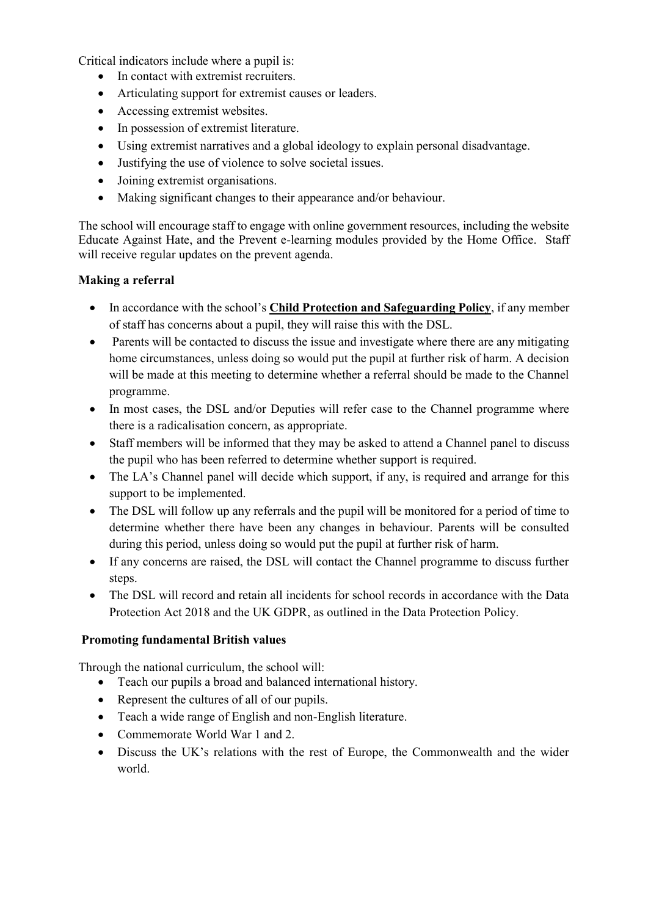Critical indicators include where a pupil is:

- In contact with extremist recruiters.
- Articulating support for extremist causes or leaders.
- Accessing extremist websites.
- In possession of extremist literature.
- Using extremist narratives and a global ideology to explain personal disadvantage.
- Justifying the use of violence to solve societal issues.
- Joining extremist organisations.
- Making significant changes to their appearance and/or behaviour.

The school will encourage staff to engage with online government resources, including the website Educate Against Hate, and the Prevent e-learning modules provided by the Home Office. Staff will receive regular updates on the prevent agenda.

**Making a referral**

- In accordance with the school's **Child Protection and Safeguarding Policy**, if any member of staff has concerns about a pupil, they will raise this with the DSL.
- Parents will be contacted to discuss the issue and investigate where there are any mitigating home circumstances, unless doing so would put the pupil at further risk of harm. A decision will be made at this meeting to determine whether a referral should be made to the Channel programme.
- In most cases, the DSL and/or Deputies will refer case to the Channel programme where there is a radicalisation concern, as appropriate.
- Staff members will be informed that they may be asked to attend a Channel panel to discuss the pupil who has been referred to determine whether support is required.
- The LA's Channel panel will decide which support, if any, is required and arrange for this support to be implemented.
- The DSL will follow up any referrals and the pupil will be monitored for a period of time to determine whether there have been any changes in behaviour. Parents will be consulted during this period, unless doing so would put the pupil at further risk of harm.
- If any concerns are raised, the DSL will contact the Channel programme to discuss further steps.
- The DSL will record and retain all incidents for school records in accordance with the Data Protection Act 2018 and the UK GDPR, as outlined in the Data Protection Policy.

**Promoting fundamental British values**

Through the national curriculum, the school will:

- Teach our pupils a broad and balanced international history.
- Represent the cultures of all of our pupils.
- Teach a wide range of English and non-English literature.
- Commemorate World War 1 and 2.
- Discuss the UK's relations with the rest of Europe, the Commonwealth and the wider world.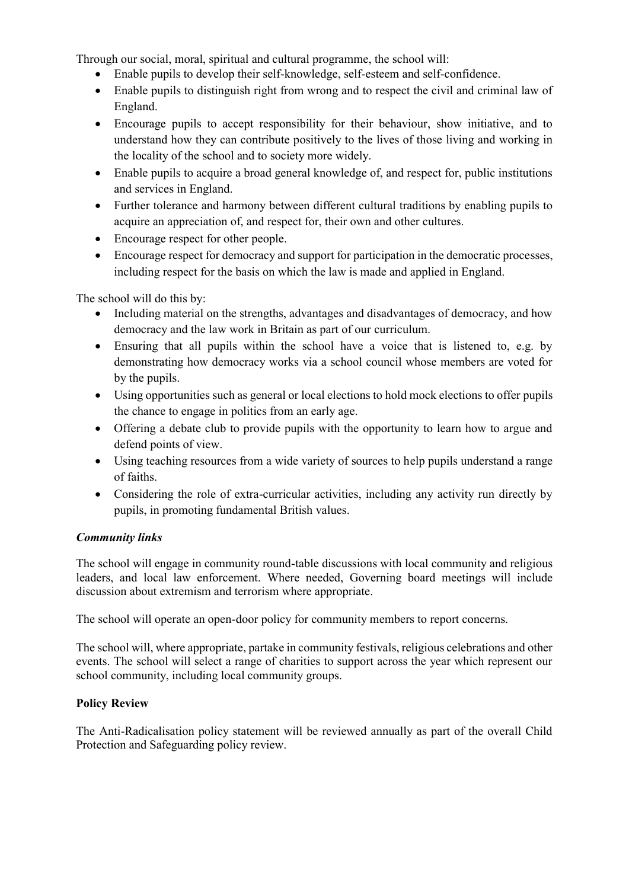Through our social, moral, spiritual and cultural programme, the school will:

- Enable pupils to develop their self-knowledge, self-esteem and self-confidence.
- Enable pupils to distinguish right from wrong and to respect the civil and criminal law of England.
- Encourage pupils to accept responsibility for their behaviour, show initiative, and to understand how they can contribute positively to the lives of those living and working in the locality of the school and to society more widely.
- Enable pupils to acquire a broad general knowledge of, and respect for, public institutions and services in England.
- Further tolerance and harmony between different cultural traditions by enabling pupils to acquire an appreciation of, and respect for, their own and other cultures.
- Encourage respect for other people.
- Encourage respect for democracy and support for participation in the democratic processes, including respect for the basis on which the law is made and applied in England.

The school will do this by:

- Including material on the strengths, advantages and disadvantages of democracy, and how democracy and the law work in Britain as part of our curriculum.
- Ensuring that all pupils within the school have a voice that is listened to, e.g. by demonstrating how democracy works via a school council whose members are voted for by the pupils.
- Using opportunities such as general or local elections to hold mock elections to offer pupils the chance to engage in politics from an early age.
- Offering a debate club to provide pupils with the opportunity to learn how to argue and defend points of view.
- Using teaching resources from a wide variety of sources to help pupils understand a range of faiths.
- Considering the role of extra-curricular activities, including any activity run directly by pupils, in promoting fundamental British values.

***Community links***

The school will engage in community round-table discussions with local community and religious leaders, and local law enforcement. Where needed, Governing board meetings will include discussion about extremism and terrorism where appropriate.

The school will operate an open-door policy for community members to report concerns.

The school will, where appropriate, partake in community festivals, religious celebrations and other events. The school will select a range of charities to support across the year which represent our school community, including local community groups.

**Policy Review**

The Anti-Radicalisation policy statement will be reviewed annually as part of the overall Child Protection and Safeguarding policy review.